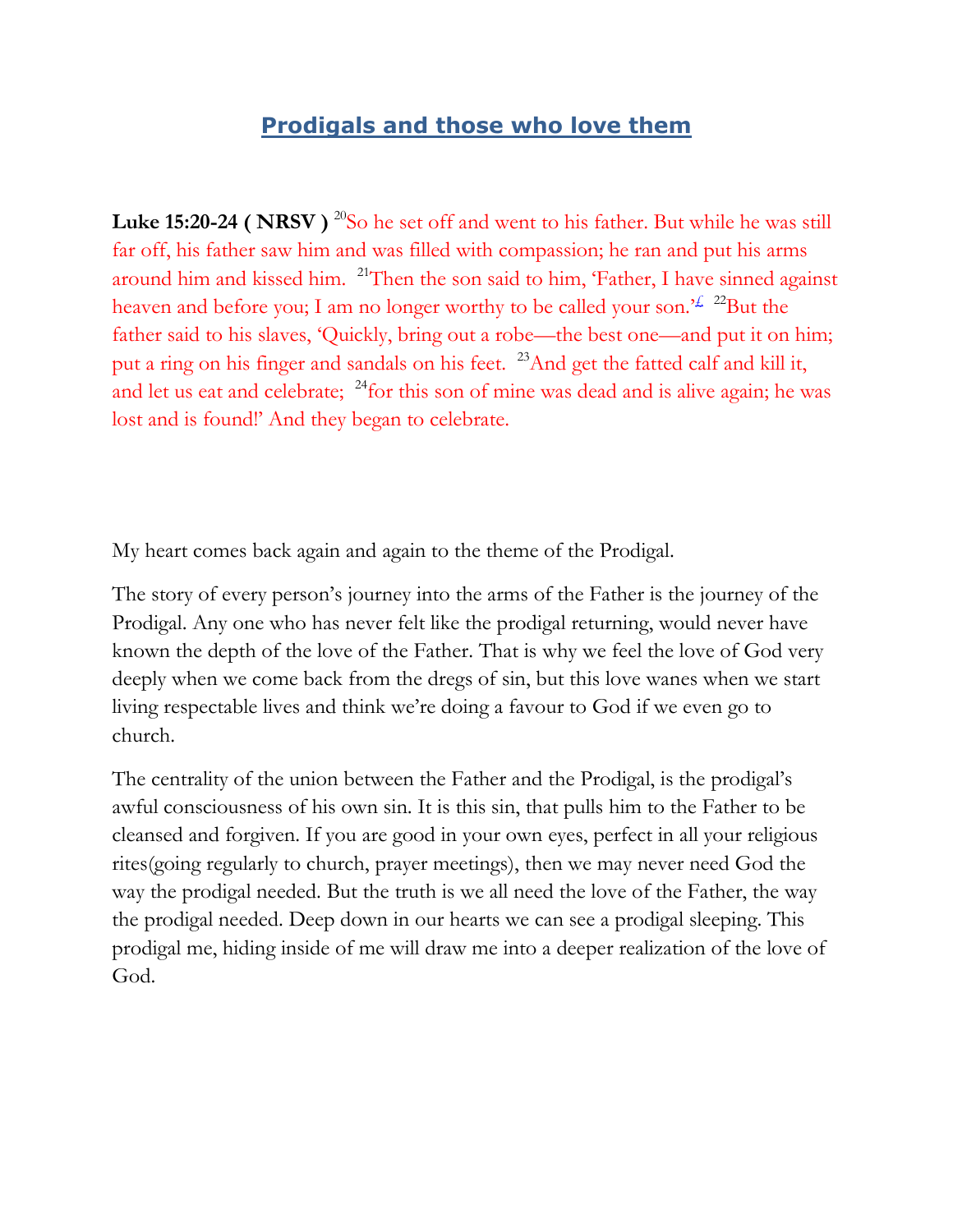# Prodigals and those who love them

**Luke 15:20-24 ( NRSV )** [20]So he set off and went to his father. But while he was still far off, his father saw him and was filled with compassion; he ran and put his arms around him and kissed him. [21]Then the son said to him, 'Father, I have sinned against heaven and before you; I am no longer worthy to be called your son.'[f] [22]But the father said to his slaves, 'Quickly, bring out a robe—the best one—and put it on him; put a ring on his finger and sandals on his feet. [23]And get the fatted calf and kill it, and let us eat and celebrate; [24]for this son of mine was dead and is alive again; he was lost and is found!' And they began to celebrate.

My heart comes back again and again to the theme of the Prodigal.

The story of every person's journey into the arms of the Father is the journey of the Prodigal. Any one who has never felt like the prodigal returning, would never have known the depth of the love of the Father. That is why we feel the love of God very deeply when we come back from the dregs of sin, but this love wanes when we start living respectable lives and think we're doing a favour to God if we even go to church.

The centrality of the union between the Father and the Prodigal, is the prodigal's awful consciousness of his own sin. It is this sin, that pulls him to the Father to be cleansed and forgiven. If you are good in your own eyes, perfect in all your religious rites(going regularly to church, prayer meetings), then we may never need God the way the prodigal needed. But the truth is we all need the love of the Father, the way the prodigal needed. Deep down in our hearts we can see a prodigal sleeping. This prodigal me, hiding inside of me will draw me into a deeper realization of the love of God.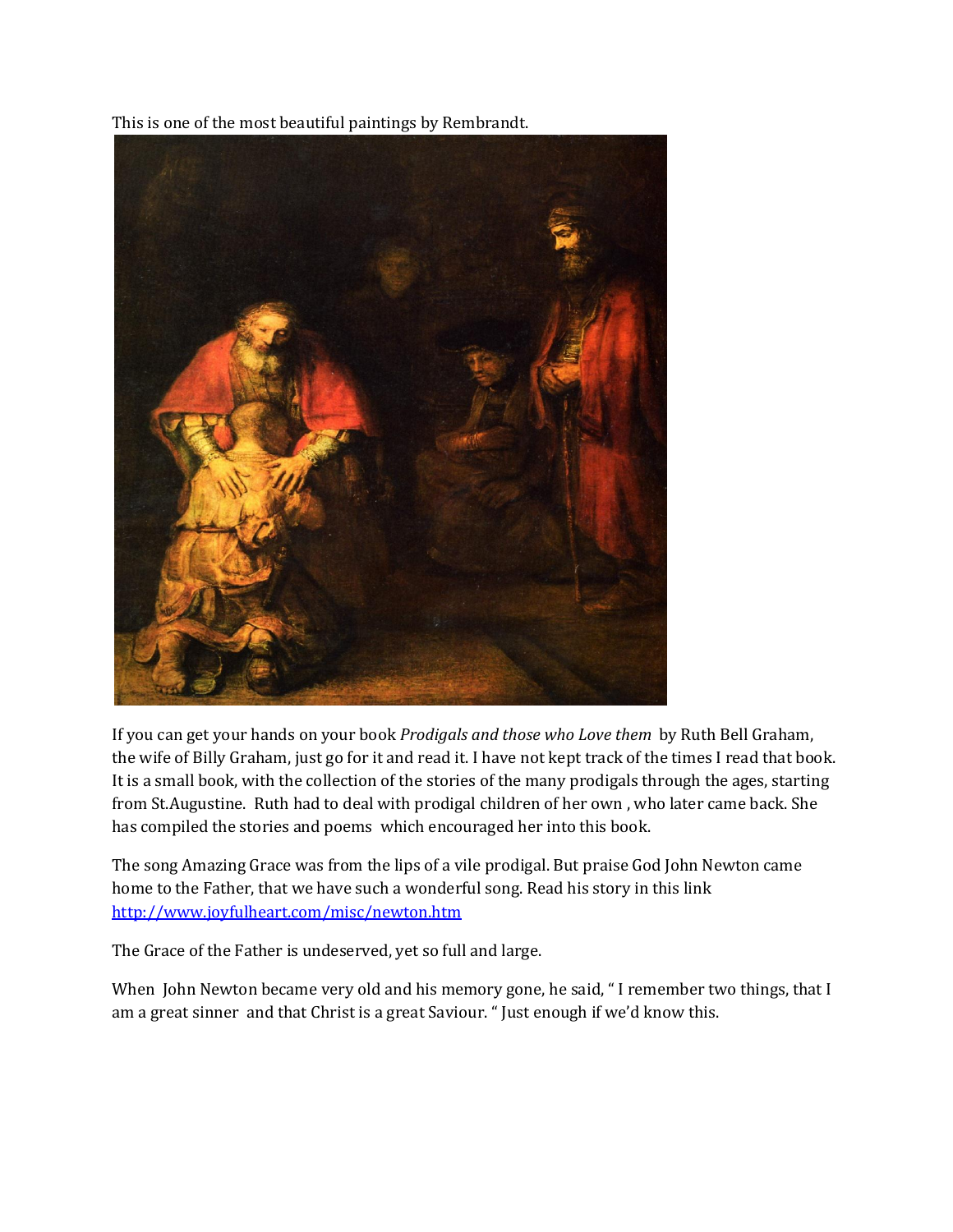This is one of the most beautiful paintings by Rembrandt.

If you can get your hands on your book *Prodigals and those who Love them* by Ruth Bell Graham, the wife of Billy Graham, just go for it and read it. I have not kept track of the times I read that book. It is a small book, with the collection of the stories of the many prodigals through the ages, starting from St.Augustine. Ruth had to deal with prodigal children of her own , who later came back. She has compiled the stories and poems which encouraged her into this book.

The song Amazing Grace was from the lips of a vile prodigal. But praise God John Newton came home to the Father, that we have such a wonderful song. Read his story in this link [http://www.joyfulheart.com/misc/newton.htm](http://www.joyfulheart.com/misc/newton.htm)

The Grace of the Father is undeserved, yet so full and large.

When John Newton became very old and his memory gone, he said, " I remember two things, that I am a great sinner and that Christ is a great Saviour. " Just enough if we'd know this.